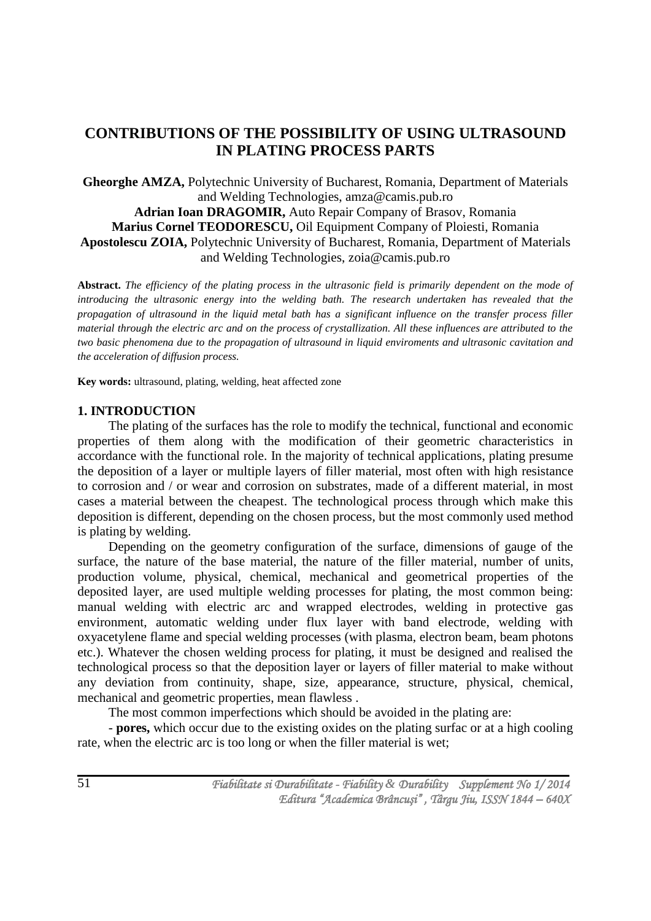# CONTRIBUTIONS OF THE POSSIBILITY OF USING ULTRASOUND IN PLATING PROCESS PARTS

**Gheorghe AMZA,** Polytechnic University of Bucharest, Romania, Department of Materials and Welding Technologies, amza@camis.pub.ro
**Adrian Ioan DRAGOMIR,** Auto Repair Company of Brasov, Romania
**Marius Cornel TEODORESCU,** Oil Equipment Company of Ploiesti, Romania
**Apostolescu ZOIA,** Polytechnic University of Bucharest, Romania, Department of Materials and Welding Technologies, zoia@camis.pub.ro

**Abstract.** *The efficiency of the plating process in the ultrasonic field is primarily dependent on the mode of introducing the ultrasonic energy into the welding bath. The research undertaken has revealed that the propagation of ultrasound in the liquid metal bath has a significant influence on the transfer process filler material through the electric arc and on the process of crystallization. All these influences are attributed to the two basic phenomena due to the propagation of ultrasound in liquid enviroments and ultrasonic cavitation and the acceleration of diffusion process.*

**Key words:** ultrasound, plating, welding, heat affected zone

## 1. INTRODUCTION

The plating of the surfaces has the role to modify the technical, functional and economic properties of them along with the modification of their geometric characteristics in accordance with the functional role. In the majority of technical applications, plating presume the deposition of a layer or multiple layers of filler material, most often with high resistance to corrosion and / or wear and corrosion on substrates, made of a different material, in most cases a material between the cheapest. The technological process through which make this deposition is different, depending on the chosen process, but the most commonly used method is plating by welding.

Depending on the geometry configuration of the surface, dimensions of gauge of the surface, the nature of the base material, the nature of the filler material, number of units, production volume, physical, chemical, mechanical and geometrical properties of the deposited layer, are used multiple welding processes for plating, the most common being: manual welding with electric arc and wrapped electrodes, welding in protective gas environment, automatic welding under flux layer with band electrode, welding with oxyacetylene flame and special welding processes (with plasma, electron beam, beam photons etc.). Whatever the chosen welding process for plating, it must be designed and realised the technological process so that the deposition layer or layers of filler material to make without any deviation from continuity, shape, size, appearance, structure, physical, chemical, mechanical and geometric properties, mean flawless .

The most common imperfections which should be avoided in the plating are:

- **pores,** which occur due to the existing oxides on the plating surfac or at a high cooling rate, when the electric arc is too long or when the filler material is wet;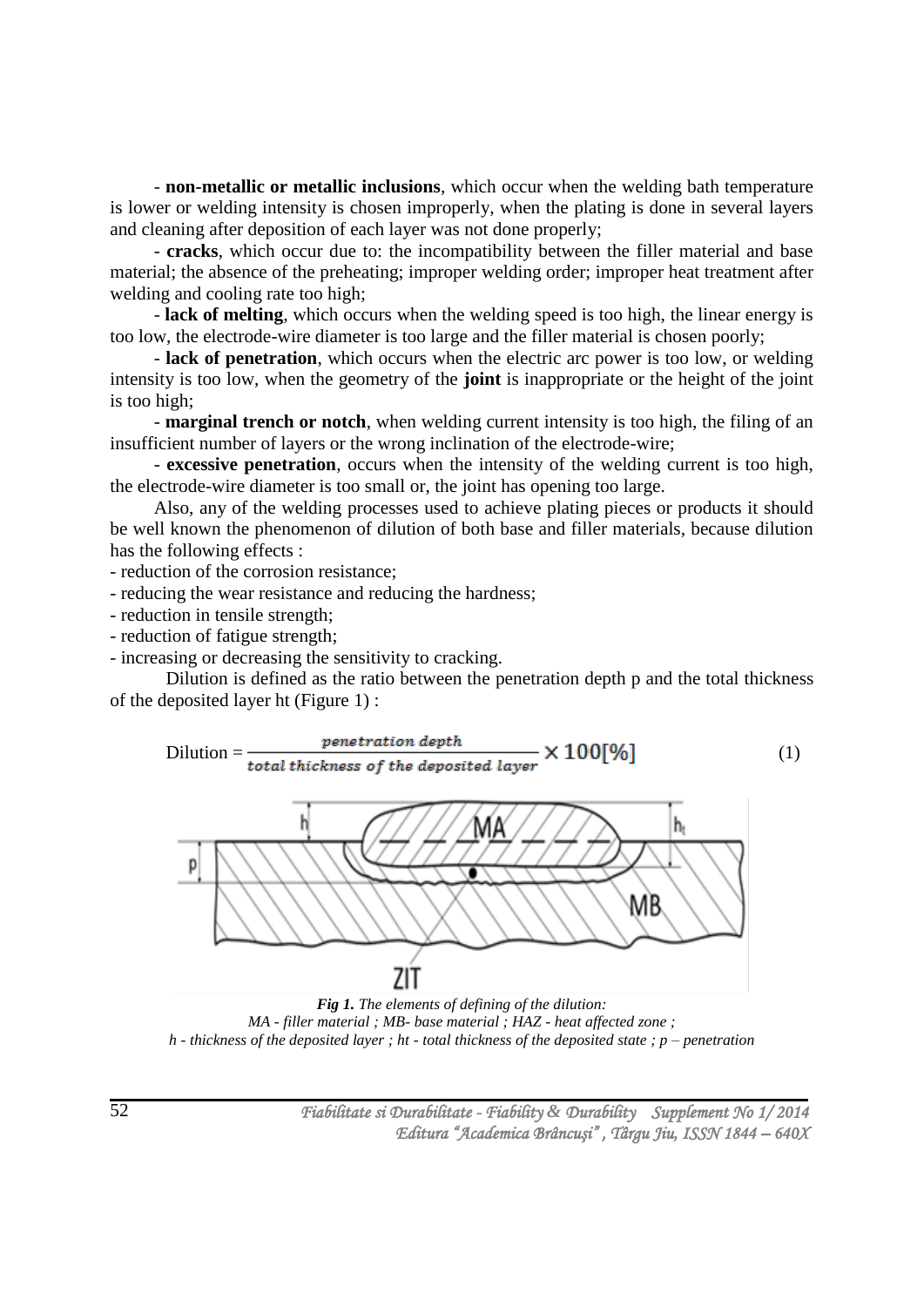- **non-metallic or metallic inclusions**, which occur when the welding bath temperature is lower or welding intensity is chosen improperly, when the plating is done in several layers and cleaning after deposition of each layer was not done properly;

- **cracks**, which occur due to: the incompatibility between the filler material and base material; the absence of the preheating; improper welding order; improper heat treatment after welding and cooling rate too high;

- **lack of melting**, which occurs when the welding speed is too high, the linear energy is too low, the electrode-wire diameter is too large and the filler material is chosen poorly;

- **lack of penetration**, which occurs when the electric arc power is too low, or welding intensity is too low, when the geometry of the **joint** is inappropriate or the height of the joint is too high;

- **marginal trench or notch**, when welding current intensity is too high, the filing of an insufficient number of layers or the wrong inclination of the electrode-wire;

- **excessive penetration**, occurs when the intensity of the welding current is too high, the electrode-wire diameter is too small or, the joint has opening too large.

Also, any of the welding processes used to achieve plating pieces or products it should be well known the phenomenon of dilution of both base and filler materials, because dilution has the following effects :

- reduction of the corrosion resistance;
- reducing the wear resistance and reducing the hardness;
- reduction in tensile strength;
- reduction of fatigue strength;
- increasing or decreasing the sensitivity to cracking.

Dilution is defined as the ratio between the penetration depth p and the total thickness of the deposited layer ht (Figure 1) :

$$\text{Dilution} = \frac{\textit{penetration depth}}{\textit{total thickness of the deposited layer}} \times 100[\%] \tag{1}$$

***Fig 1.*** *The elements of defining of the dilution:*
*MA - filler material ; MB- base material ; HAZ - heat affected zone ;*
*h - thickness of the deposited layer ; ht - total thickness of the deposited state ; p – penetration*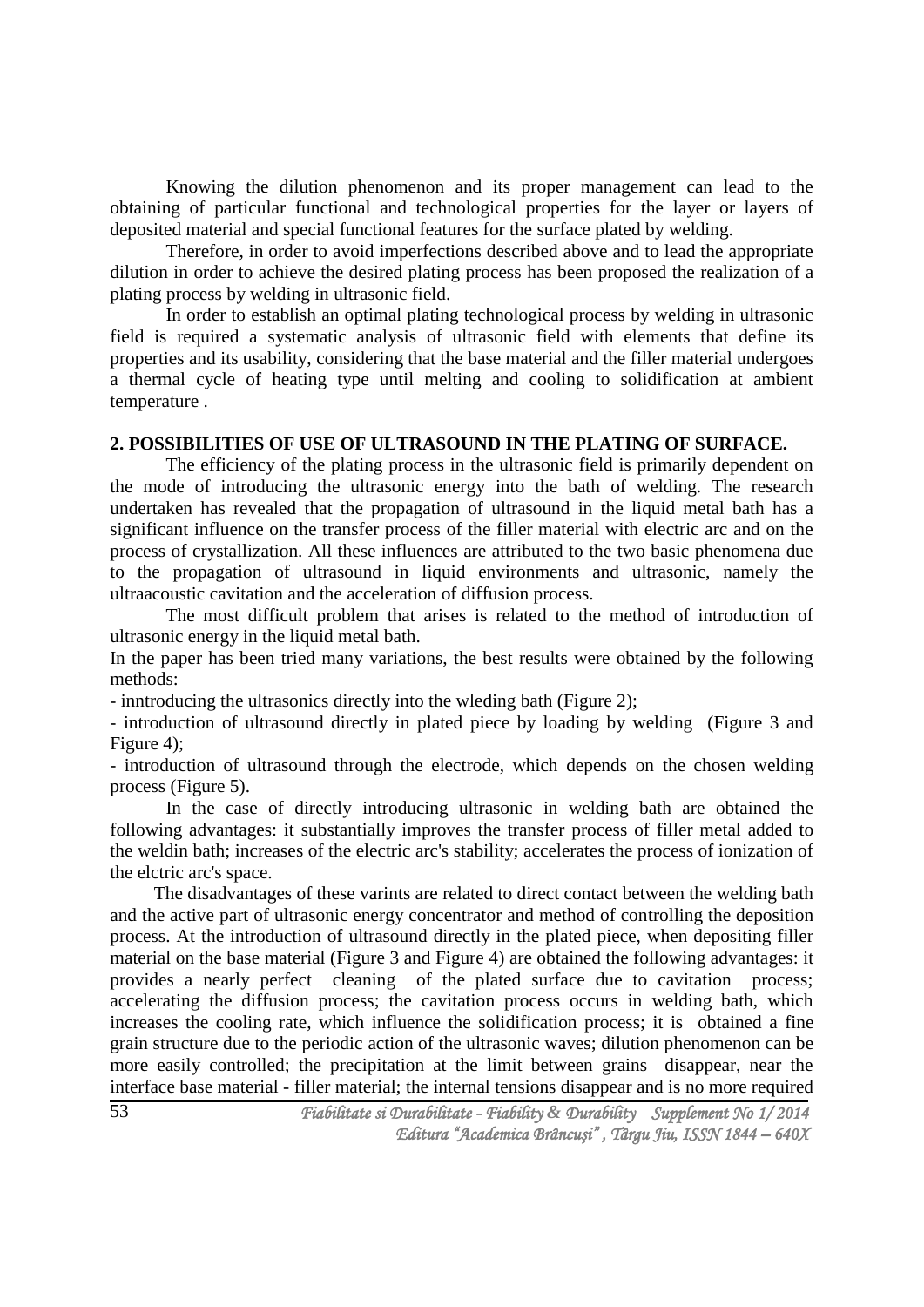Knowing the dilution phenomenon and its proper management can lead to the obtaining of particular functional and technological properties for the layer or layers of deposited material and special functional features for the surface plated by welding.

Therefore, in order to avoid imperfections described above and to lead the appropriate dilution in order to achieve the desired plating process has been proposed the realization of a plating process by welding in ultrasonic field.

In order to establish an optimal plating technological process by welding in ultrasonic field is required a systematic analysis of ultrasonic field with elements that define its properties and its usability, considering that the base material and the filler material undergoes a thermal cycle of heating type until melting and cooling to solidification at ambient temperature .

## 2. POSSIBILITIES OF USE OF ULTRASOUND IN THE PLATING OF SURFACE.

The efficiency of the plating process in the ultrasonic field is primarily dependent on the mode of introducing the ultrasonic energy into the bath of welding. The research undertaken has revealed that the propagation of ultrasound in the liquid metal bath has a significant influence on the transfer process of the filler material with electric arc and on the process of crystallization. All these influences are attributed to the two basic phenomena due to the propagation of ultrasound in liquid environments and ultrasonic, namely the ultraacoustic cavitation and the acceleration of diffusion process.

The most difficult problem that arises is related to the method of introduction of ultrasonic energy in the liquid metal bath.

In the paper has been tried many variations, the best results were obtained by the following methods:

- inntroducing the ultrasonics directly into the wleding bath (Figure 2);
- introduction of ultrasound directly in plated piece by loading by welding (Figure 3 and Figure 4);
- introduction of ultrasound through the electrode, which depends on the chosen welding process (Figure 5).

In the case of directly introducing ultrasonic in welding bath are obtained the following advantages: it substantially improves the transfer process of filler metal added to the weldin bath; increases of the electric arc's stability; accelerates the process of ionization of the elctric arc's space.

The disadvantages of these varints are related to direct contact between the welding bath and the active part of ultrasonic energy concentrator and method of controlling the deposition process. At the introduction of ultrasound directly in the plated piece, when depositing filler material on the base material (Figure 3 and Figure 4) are obtained the following advantages: it provides a nearly perfect cleaning of the plated surface due to cavitation process; accelerating the diffusion process; the cavitation process occurs in welding bath, which increases the cooling rate, which influence the solidification process; it is obtained a fine grain structure due to the periodic action of the ultrasonic waves; dilution phenomenon can be more easily controlled; the precipitation at the limit between grains disappear, near the interface base material - filler material; the internal tensions disappear and is no more required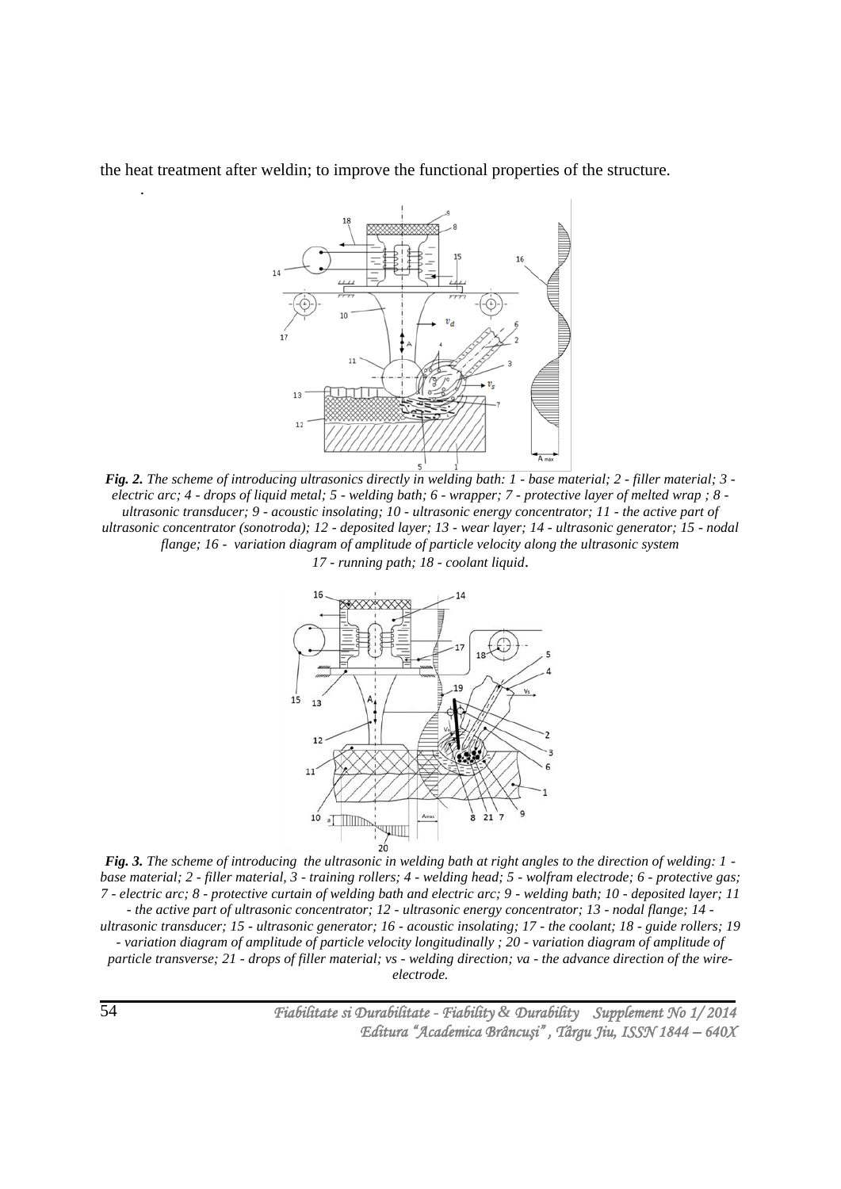the heat treatment after weldin; to improve the functional properties of the structure.

*Fig. 2. The scheme of introducing ultrasonics directly in welding bath: 1 - base material; 2 - filler material; 3 - electric arc; 4 - drops of liquid metal; 5 - welding bath; 6 - wrapper; 7 - protective layer of melted wrap ; 8 - ultrasonic transducer; 9 - acoustic insolating; 10 - ultrasonic energy concentrator; 11 - the active part of ultrasonic concentrator (sonotroda); 12 - deposited layer; 13 - wear layer; 14 - ultrasonic generator; 15 - nodal flange; 16 - variation diagram of amplitude of particle velocity along the ultrasonic system 17 - running path; 18 - coolant liquid.*

*Fig. 3. The scheme of introducing the ultrasonic in welding bath at right angles to the direction of welding: 1 - base material; 2 - filler material, 3 - training rollers; 4 - welding head; 5 - wolfram electrode; 6 - protective gas; 7 - electric arc; 8 - protective curtain of welding bath and electric arc; 9 - welding bath; 10 - deposited layer; 11 - the active part of ultrasonic concentrator; 12 - ultrasonic energy concentrator; 13 - nodal flange; 14 - ultrasonic transducer; 15 - ultrasonic generator; 16 - acoustic insolating; 17 - the coolant; 18 - guide rollers; 19 - variation diagram of amplitude of particle velocity longitudinally ; 20 - variation diagram of amplitude of particle transverse; 21 - drops of filler material; vs - welding direction; va - the advance direction of the wire-electrode.*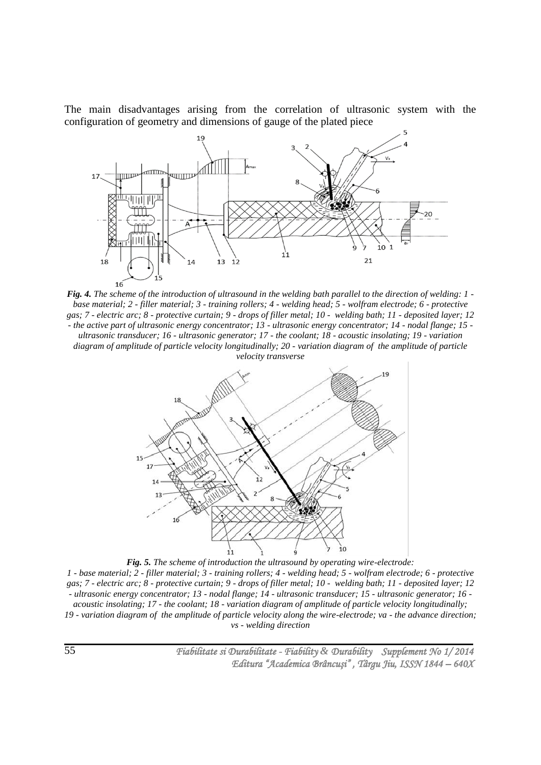The main disadvantages arising from the correlation of ultrasonic system with the configuration of geometry and dimensions of gauge of the plated piece

***Fig. 4.*** *The scheme of the introduction of ultrasound in the welding bath parallel to the direction of welding: 1 - base material; 2 - filler material; 3 - training rollers; 4 - welding head; 5 - wolfram electrode; 6 - protective gas; 7 - electric arc; 8 - protective curtain; 9 - drops of filler metal; 10 - welding bath; 11 - deposited layer; 12 - the active part of ultrasonic energy concentrator; 13 - ultrasonic energy concentrator; 14 - nodal flange; 15 - ultrasonic transducer; 16 - ultrasonic generator; 17 - the coolant; 18 - acoustic insolating; 19 - variation diagram of amplitude of particle velocity longitudinally; 20 - variation diagram of the amplitude of particle velocity transverse*

***Fig. 5.*** *The scheme of introduction the ultrasound by operating wire-electrode:*
*1 - base material; 2 - filler material; 3 - training rollers; 4 - welding head; 5 - wolfram electrode; 6 - protective gas; 7 - electric arc; 8 - protective curtain; 9 - drops of filler metal; 10 - welding bath; 11 - deposited layer; 12 - ultrasonic energy concentrator; 13 - nodal flange; 14 - ultrasonic transducer; 15 - ultrasonic generator; 16 - acoustic insolating; 17 - the coolant; 18 - variation diagram of amplitude of particle velocity longitudinally; 19 - variation diagram of the amplitude of particle velocity along the wire-electrode; va - the advance direction; vs - welding direction*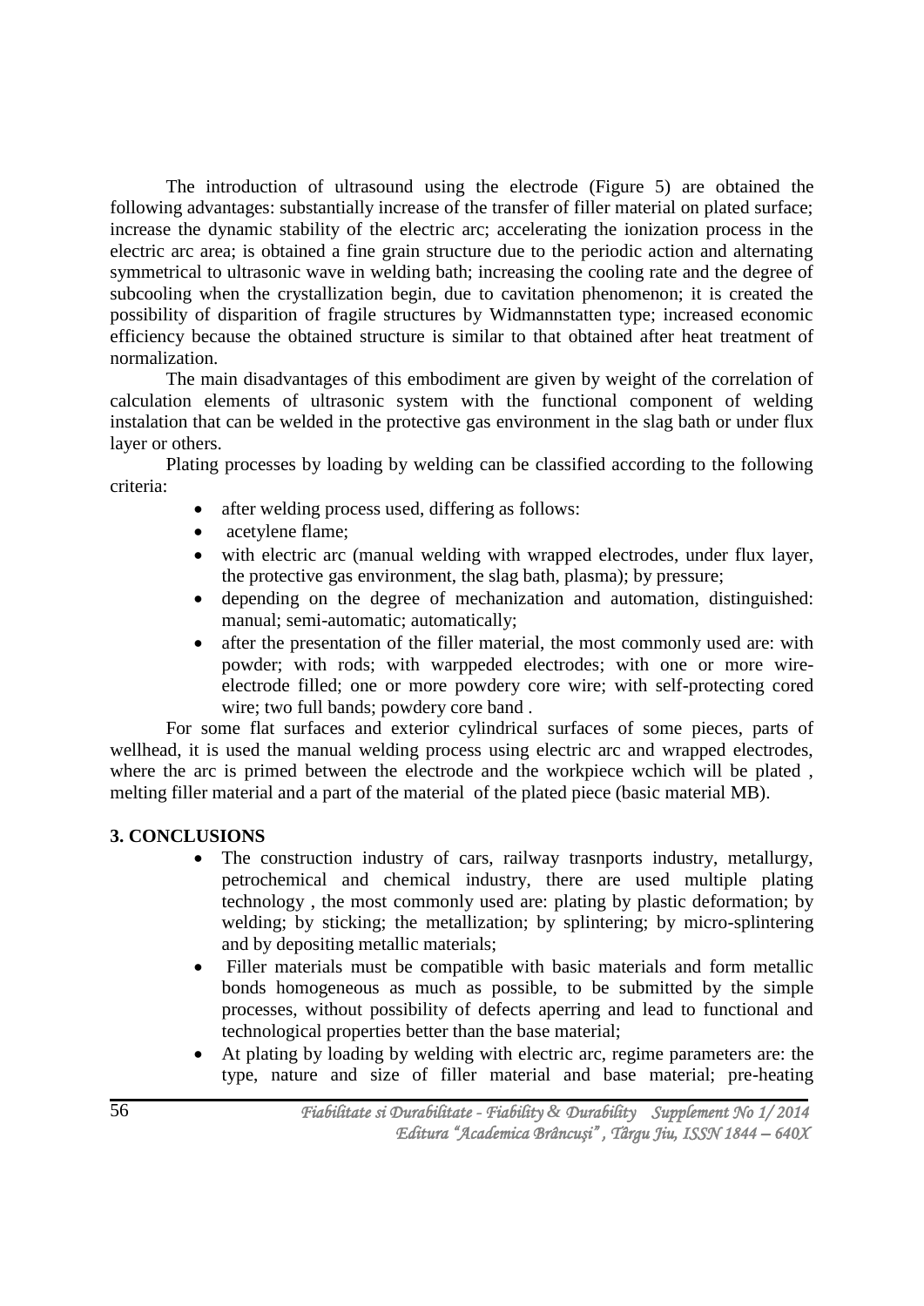The introduction of ultrasound using the electrode (Figure 5) are obtained the following advantages: substantially increase of the transfer of filler material on plated surface; increase the dynamic stability of the electric arc; accelerating the ionization process in the electric arc area; is obtained a fine grain structure due to the periodic action and alternating symmetrical to ultrasonic wave in welding bath; increasing the cooling rate and the degree of subcooling when the crystallization begin, due to cavitation phenomenon; it is created the possibility of disparition of fragile structures by Widmannstatten type; increased economic efficiency because the obtained structure is similar to that obtained after heat treatment of normalization.

The main disadvantages of this embodiment are given by weight of the correlation of calculation elements of ultrasonic system with the functional component of welding instalation that can be welded in the protective gas environment in the slag bath or under flux layer or others.

Plating processes by loading by welding can be classified according to the following criteria:

- after welding process used, differing as follows:
- acetylene flame;
- with electric arc (manual welding with wrapped electrodes, under flux layer, the protective gas environment, the slag bath, plasma); by pressure;
- depending on the degree of mechanization and automation, distinguished: manual; semi-automatic; automatically;
- after the presentation of the filler material, the most commonly used are: with powder; with rods; with warppeded electrodes; with one or more wire-electrode filled; one or more powdery core wire; with self-protecting cored wire; two full bands; powdery core band .

For some flat surfaces and exterior cylindrical surfaces of some pieces, parts of wellhead, it is used the manual welding process using electric arc and wrapped electrodes, where the arc is primed between the electrode and the workpiece wchich will be plated , melting filler material and a part of the material of the plated piece (basic material MB).

## 3. CONCLUSIONS

- The construction industry of cars, railway trasnports industry, metallurgy, petrochemical and chemical industry, there are used multiple plating technology , the most commonly used are: plating by plastic deformation; by welding; by sticking; the metallization; by splintering; by micro-splintering and by depositing metallic materials;
- Filler materials must be compatible with basic materials and form metallic bonds homogeneous as much as possible, to be submitted by the simple processes, without possibility of defects aperring and lead to functional and technological properties better than the base material;
- At plating by loading by welding with electric arc, regime parameters are: the type, nature and size of filler material and base material; pre-heating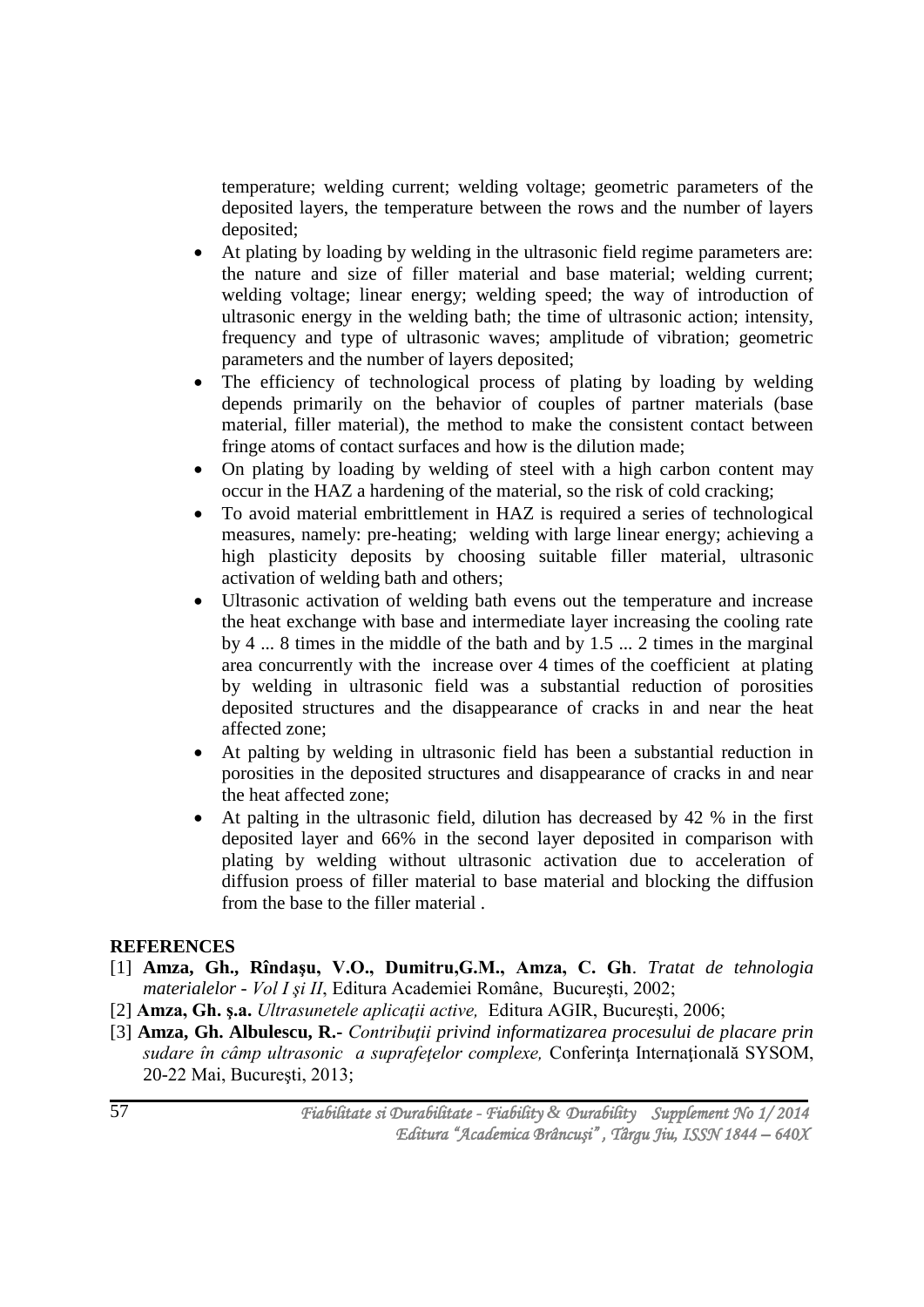temperature; welding current; welding voltage; geometric parameters of the deposited layers, the temperature between the rows and the number of layers deposited;

- At plating by loading by welding in the ultrasonic field regime parameters are: the nature and size of filler material and base material; welding current; welding voltage; linear energy; welding speed; the way of introduction of ultrasonic energy in the welding bath; the time of ultrasonic action; intensity, frequency and type of ultrasonic waves; amplitude of vibration; geometric parameters and the number of layers deposited;
- The efficiency of technological process of plating by loading by welding depends primarily on the behavior of couples of partner materials (base material, filler material), the method to make the consistent contact between fringe atoms of contact surfaces and how is the dilution made;
- On plating by loading by welding of steel with a high carbon content may occur in the HAZ a hardening of the material, so the risk of cold cracking;
- To avoid material embrittlement in HAZ is required a series of technological measures, namely: pre-heating; welding with large linear energy; achieving a high plasticity deposits by choosing suitable filler material, ultrasonic activation of welding bath and others;
- Ultrasonic activation of welding bath evens out the temperature and increase the heat exchange with base and intermediate layer increasing the cooling rate by 4 ... 8 times in the middle of the bath and by 1.5 ... 2 times in the marginal area concurrently with the increase over 4 times of the coefficient at plating by welding in ultrasonic field was a substantial reduction of porosities deposited structures and the disappearance of cracks in and near the heat affected zone;
- At palting by welding in ultrasonic field has been a substantial reduction in porosities in the deposited structures and disappearance of cracks in and near the heat affected zone;
- At palting in the ultrasonic field, dilution has decreased by 42 % in the first deposited layer and 66% in the second layer deposited in comparison with plating by welding without ultrasonic activation due to acceleration of diffusion proess of filler material to base material and blocking the diffusion from the base to the filler material .

**REFERENCES**

[1] **Amza, Gh., Rîndaşu, V.O., Dumitru,G.M., Amza, C. Gh**. *Tratat de tehnologia materialelor - Vol I şi II*, Editura Academiei Române, Bucureşti, 2002;

[2] **Amza, Gh. ş.a.** *Ultrasunetele aplicaţii active,* Editura AGIR, Bucureşti, 2006;

[3] **Amza, Gh. Albulescu, R.-** *Contribuţii privind informatizarea procesului de placare prin sudare în câmp ultrasonic a suprafeţelor complexe,* Conferinţa Internaţională SYSOM, 20-22 Mai, Bucureşti, 2013;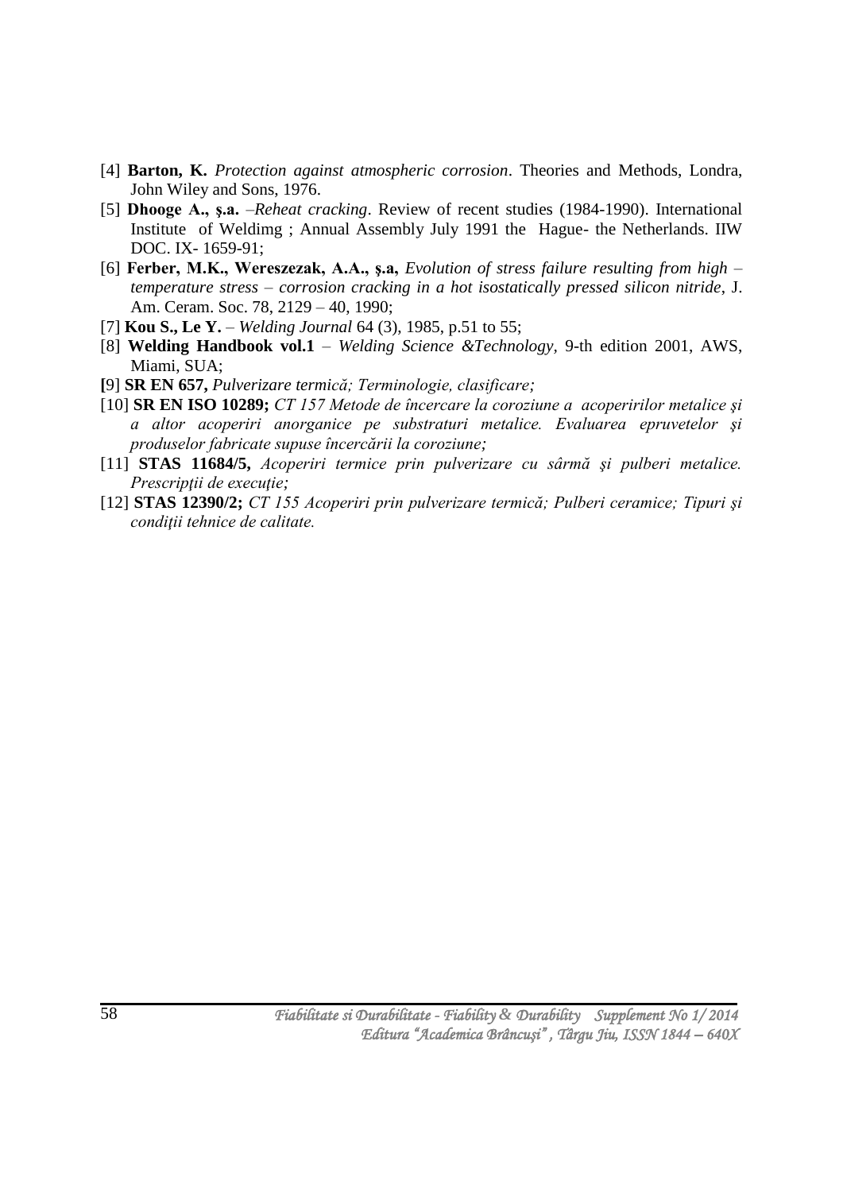[4] **Barton, K.** *Protection against atmospheric corrosion*. Theories and Methods, Londra, John Wiley and Sons, 1976.

[5] **Dhooge A., ş.a.** –*Reheat cracking*. Review of recent studies (1984-1990). International Institute of Weldimg ; Annual Assembly July 1991 the Hague- the Netherlands. IIW DOC. IX- 1659-91;

[6] **Ferber, M.K., Wereszezak, A.A., ş.a,** *Evolution of stress failure resulting from high – temperature stress – corrosion cracking in a hot isostatically pressed silicon nitride*, J. Am. Ceram. Soc. 78, 2129 – 40, 1990;

[7] **Kou S., Le Y.** – *Welding Journal* 64 (3), 1985, p.51 to 55;

[8] **Welding Handbook vol.1** – *Welding Science &Technology*, 9-th edition 2001, AWS, Miami, SUA;

**[**9] **SR EN 657,** *Pulverizare termică; Terminologie, clasificare;*

[10] **SR EN ISO 10289;** *CT 157 Metode de încercare la coroziune a acoperirilor metalice şi a altor acoperiri anorganice pe substraturi metalice. Evaluarea epruvetelor şi produselor fabricate supuse încercării la coroziune;*

[11] **STAS 11684/5,** *Acoperiri termice prin pulverizare cu sârmă şi pulberi metalice. Prescripţii de execuţie;*

[12] **STAS 12390/2;** *CT 155 Acoperiri prin pulverizare termică; Pulberi ceramice; Tipuri şi condiţii tehnice de calitate.*